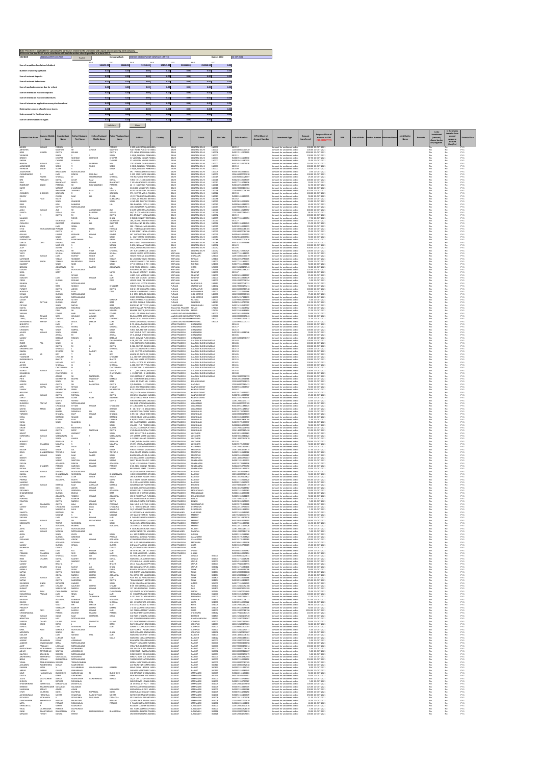**Note: This sheet is applicable for uploading the particulars related to the unclaimed and unpaid amount pending with company. Make sure that the details are in accordance with the information already provided in e-form IEPF-2**

| CIN/BCIN | | Prefill | Company/Bank Name | DEVELOPMENT COMPANY LIMITED | | Date of AGM | 30-SEP-2021 |
|---|---|---|---|---|---|---|---|

| | FY-1 | FY-2 | FY-3 | FY-4 | FY-5 | FY-6 | FY-7 |
|---|---|---|---|---|---|---|---|
| Sum of unpaid and unclaimed dividend | 186395.00 | 66808.00 | 93225.00 | 232980.00 | 218808.00 | 218800.00 | |
| Number of underlying Shares | 0.00 | 0.00 | 0.00 | 0.00 | 0.00 | 0.00 | |
| Sum of matured deposits | 0.00 | 0.00 | 0.00 | 0.00 | 0.00 | 0.00 | |
| Sum of matured debentures | 0.00 | 0.00 | 0.00 | 0.00 | 0.00 | 0.00 | |
| Sum of application money due for refund | 0.00 | 0.00 | 0.00 | 0.00 | 0.00 | 0.00 | |
| Sum of interest on matured deposits | 0.00 | 0.00 | 0.00 | 0.00 | 0.00 | 0.00 | |
| Sum of interest on matured debentures | 0.00 | 0.00 | 0.00 | 0.00 | 0.00 | 0.00 | |
| Sum of interest on application money due for refund | 0.00 | 0.00 | 0.00 | 0.00 | 0.00 | 0.00 | |
| Redemption amount of preference shares | 0.00 | 0.00 | 0.00 | 0.00 | 0.00 | 0.00 | |
| Sales proceed for fractional shares | 0.00 | 0.00 | 0.00 | 0.00 | 0.00 | 0.00 | |
| Sum of Other Investment Types | 0.00 | 0.00 | 0.00 | 0.00 | 0.00 | 0.00 | |

Validate Clear

| Investor First Name | Investor Middle Name | Investor Last Name | Father/Husband First Name | Father/Husband Middle Name | Father/Husband Last Name | Address | Country | State | District | Pin Code | Folio Number | DP Id-Client Id-Account Number | Investment Type | Amount transferred | Proposed Date of transfer to IEPF (DD-MON-YYYY) | PAN | Date of Birth | Aadhar Number | Nominee Name | Joint Holder Name | Remarks | Is the Investment (amount / shares) under any litigation | Is the shares transfer from unpaid suspense account (Yes/No) | Financial Year |
|---|---|---|---|---|---|---|---|---|---|---|---|---|---|---|---|---|---|---|---|---|---|---|---|---|